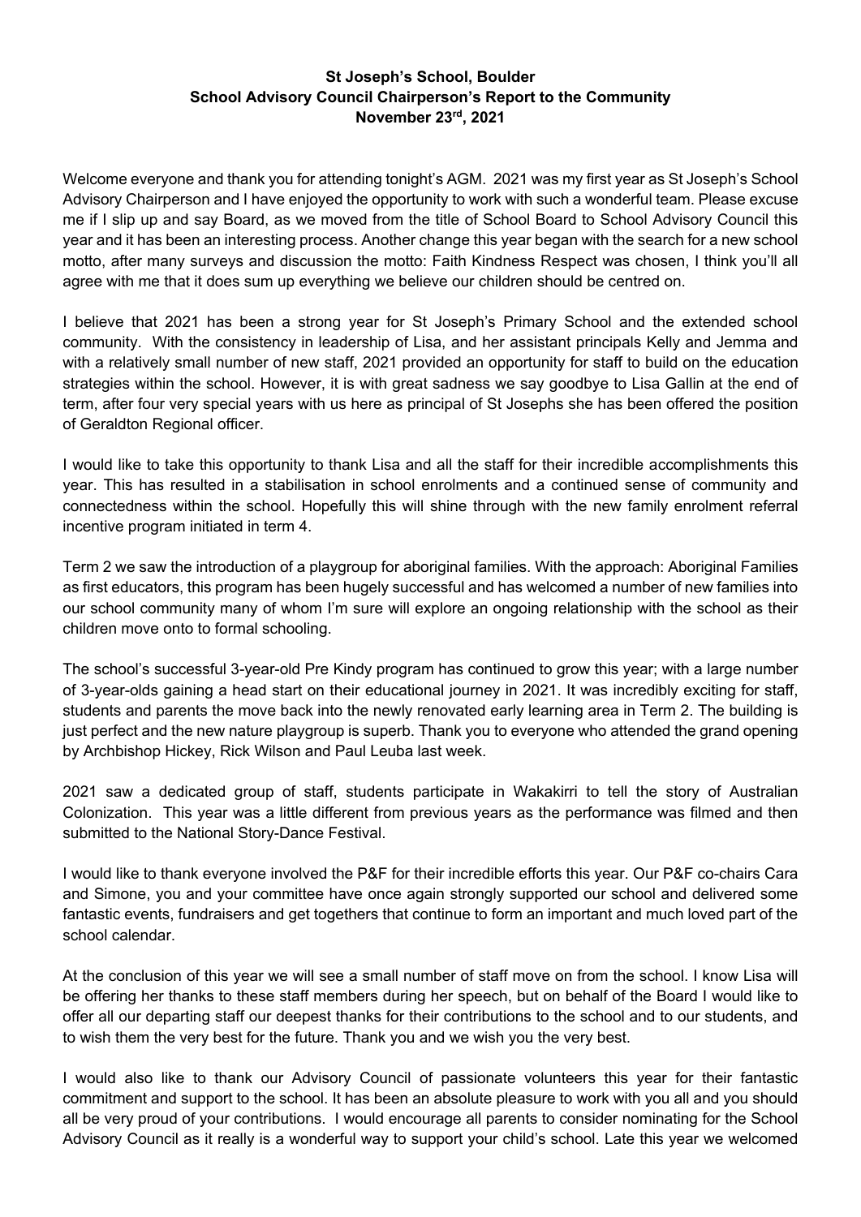**St Joseph's School, Boulder**
**School Advisory Council Chairperson's Report to the Community**
**November 23rd, 2021**

Welcome everyone and thank you for attending tonight's AGM. 2021 was my first year as St Joseph's School Advisory Chairperson and I have enjoyed the opportunity to work with such a wonderful team. Please excuse me if I slip up and say Board, as we moved from the title of School Board to School Advisory Council this year and it has been an interesting process. Another change this year began with the search for a new school motto, after many surveys and discussion the motto: Faith Kindness Respect was chosen, I think you'll all agree with me that it does sum up everything we believe our children should be centred on.

I believe that 2021 has been a strong year for St Joseph's Primary School and the extended school community. With the consistency in leadership of Lisa, and her assistant principals Kelly and Jemma and with a relatively small number of new staff, 2021 provided an opportunity for staff to build on the education strategies within the school. However, it is with great sadness we say goodbye to Lisa Gallin at the end of term, after four very special years with us here as principal of St Josephs she has been offered the position of Geraldton Regional officer.

I would like to take this opportunity to thank Lisa and all the staff for their incredible accomplishments this year. This has resulted in a stabilisation in school enrolments and a continued sense of community and connectedness within the school. Hopefully this will shine through with the new family enrolment referral incentive program initiated in term 4.

Term 2 we saw the introduction of a playgroup for aboriginal families. With the approach: Aboriginal Families as first educators, this program has been hugely successful and has welcomed a number of new families into our school community many of whom I'm sure will explore an ongoing relationship with the school as their children move onto to formal schooling.

The school's successful 3-year-old Pre Kindy program has continued to grow this year; with a large number of 3-year-olds gaining a head start on their educational journey in 2021. It was incredibly exciting for staff, students and parents the move back into the newly renovated early learning area in Term 2. The building is just perfect and the new nature playgroup is superb. Thank you to everyone who attended the grand opening by Archbishop Hickey, Rick Wilson and Paul Leuba last week.

2021 saw a dedicated group of staff, students participate in Wakakirri to tell the story of Australian Colonization. This year was a little different from previous years as the performance was filmed and then submitted to the National Story-Dance Festival.

I would like to thank everyone involved the P&F for their incredible efforts this year. Our P&F co-chairs Cara and Simone, you and your committee have once again strongly supported our school and delivered some fantastic events, fundraisers and get togethers that continue to form an important and much loved part of the school calendar.

At the conclusion of this year we will see a small number of staff move on from the school. I know Lisa will be offering her thanks to these staff members during her speech, but on behalf of the Board I would like to offer all our departing staff our deepest thanks for their contributions to the school and to our students, and to wish them the very best for the future. Thank you and we wish you the very best.

I would also like to thank our Advisory Council of passionate volunteers this year for their fantastic commitment and support to the school. It has been an absolute pleasure to work with you all and you should all be very proud of your contributions. I would encourage all parents to consider nominating for the School Advisory Council as it really is a wonderful way to support your child's school. Late this year we welcomed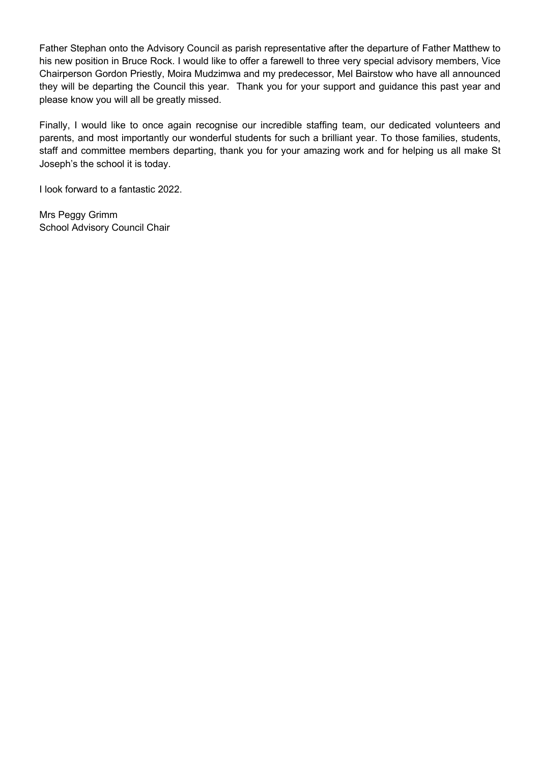Father Stephan onto the Advisory Council as parish representative after the departure of Father Matthew to his new position in Bruce Rock. I would like to offer a farewell to three very special advisory members, Vice Chairperson Gordon Priestly, Moira Mudzimwa and my predecessor, Mel Bairstow who have all announced they will be departing the Council this year. Thank you for your support and guidance this past year and please know you will all be greatly missed.

Finally, I would like to once again recognise our incredible staffing team, our dedicated volunteers and parents, and most importantly our wonderful students for such a brilliant year. To those families, students, staff and committee members departing, thank you for your amazing work and for helping us all make St Joseph's the school it is today.

I look forward to a fantastic 2022.

Mrs Peggy Grimm
School Advisory Council Chair